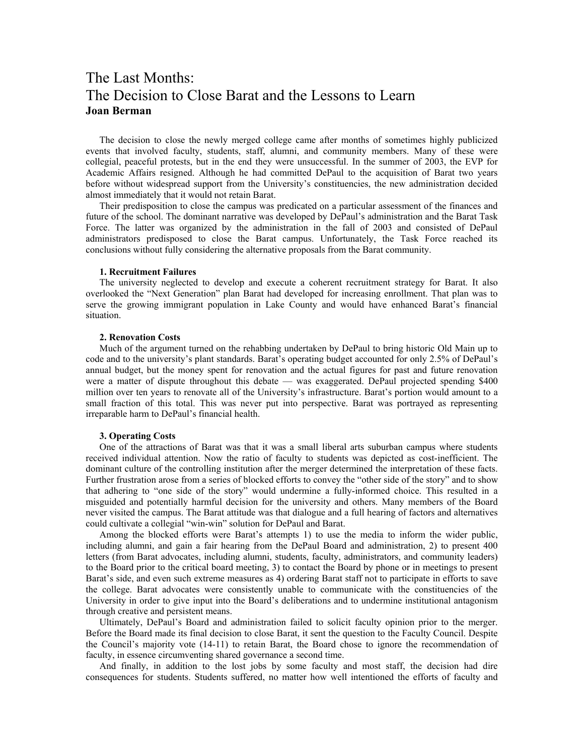# The Last Months:
# The Decision to Close Barat and the Lessons to Learn

**Joan Berman**

The decision to close the newly merged college came after months of sometimes highly publicized events that involved faculty, students, staff, alumni, and community members. Many of these were collegial, peaceful protests, but in the end they were unsuccessful. In the summer of 2003, the EVP for Academic Affairs resigned. Although he had committed DePaul to the acquisition of Barat two years before without widespread support from the University's constituencies, the new administration decided almost immediately that it would not retain Barat.

Their predisposition to close the campus was predicated on a particular assessment of the finances and future of the school. The dominant narrative was developed by DePaul's administration and the Barat Task Force. The latter was organized by the administration in the fall of 2003 and consisted of DePaul administrators predisposed to close the Barat campus. Unfortunately, the Task Force reached its conclusions without fully considering the alternative proposals from the Barat community.

**1. Recruitment Failures**

The university neglected to develop and execute a coherent recruitment strategy for Barat. It also overlooked the "Next Generation" plan Barat had developed for increasing enrollment. That plan was to serve the growing immigrant population in Lake County and would have enhanced Barat's financial situation.

**2. Renovation Costs**

Much of the argument turned on the rehabbing undertaken by DePaul to bring historic Old Main up to code and to the university's plant standards. Barat's operating budget accounted for only 2.5% of DePaul's annual budget, but the money spent for renovation and the actual figures for past and future renovation were a matter of dispute throughout this debate — was exaggerated. DePaul projected spending $400 million over ten years to renovate all of the University's infrastructure. Barat's portion would amount to a small fraction of this total. This was never put into perspective. Barat was portrayed as representing irreparable harm to DePaul's financial health.

**3. Operating Costs**

One of the attractions of Barat was that it was a small liberal arts suburban campus where students received individual attention. Now the ratio of faculty to students was depicted as cost-inefficient. The dominant culture of the controlling institution after the merger determined the interpretation of these facts. Further frustration arose from a series of blocked efforts to convey the "other side of the story" and to show that adhering to "one side of the story" would undermine a fully-informed choice. This resulted in a misguided and potentially harmful decision for the university and others. Many members of the Board never visited the campus. The Barat attitude was that dialogue and a full hearing of factors and alternatives could cultivate a collegial "win-win" solution for DePaul and Barat.

Among the blocked efforts were Barat's attempts 1) to use the media to inform the wider public, including alumni, and gain a fair hearing from the DePaul Board and administration, 2) to present 400 letters (from Barat advocates, including alumni, students, faculty, administrators, and community leaders) to the Board prior to the critical board meeting, 3) to contact the Board by phone or in meetings to present Barat's side, and even such extreme measures as 4) ordering Barat staff not to participate in efforts to save the college. Barat advocates were consistently unable to communicate with the constituencies of the University in order to give input into the Board's deliberations and to undermine institutional antagonism through creative and persistent means.

Ultimately, DePaul's Board and administration failed to solicit faculty opinion prior to the merger. Before the Board made its final decision to close Barat, it sent the question to the Faculty Council. Despite the Council's majority vote (14-11) to retain Barat, the Board chose to ignore the recommendation of faculty, in essence circumventing shared governance a second time.

And finally, in addition to the lost jobs by some faculty and most staff, the decision had dire consequences for students. Students suffered, no matter how well intentioned the efforts of faculty and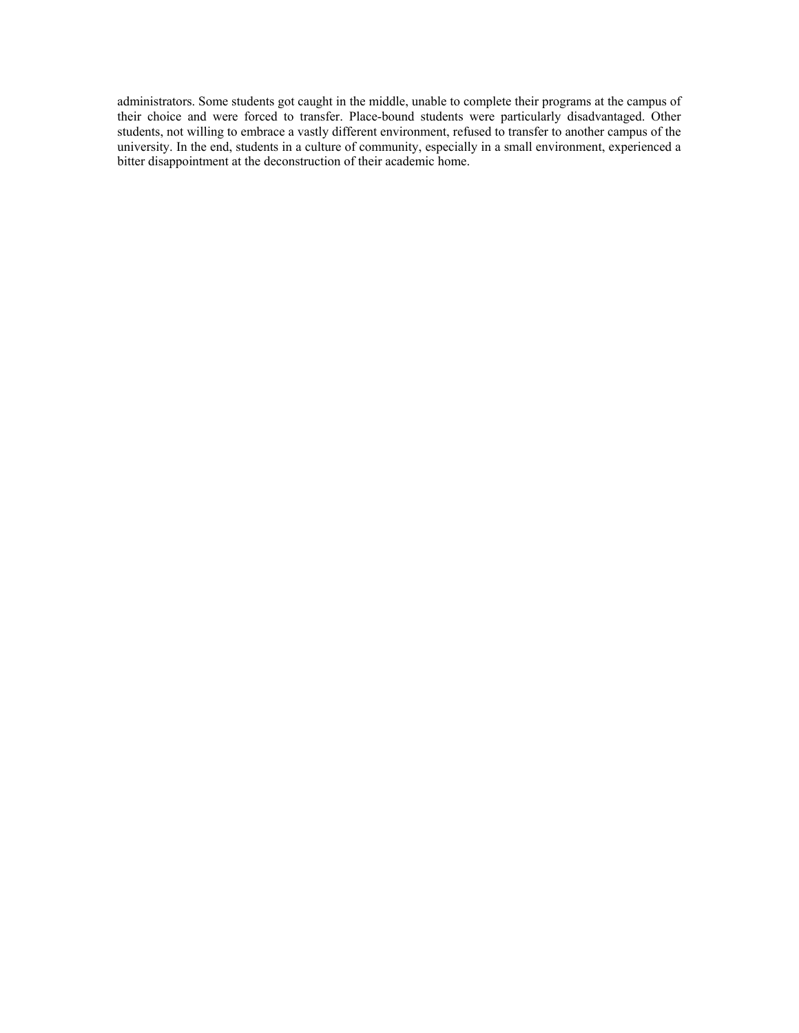administrators. Some students got caught in the middle, unable to complete their programs at the campus of their choice and were forced to transfer. Place-bound students were particularly disadvantaged. Other students, not willing to embrace a vastly different environment, refused to transfer to another campus of the university. In the end, students in a culture of community, especially in a small environment, experienced a bitter disappointment at the deconstruction of their academic home.